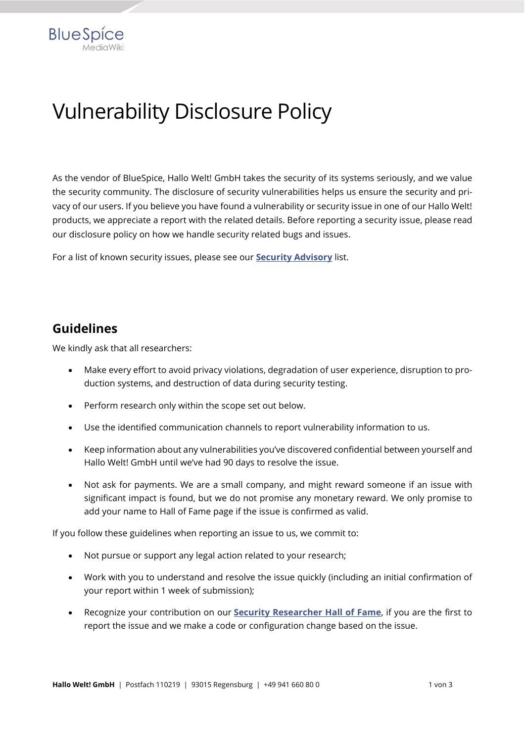# Vulnerability Disclosure Policy

As the vendor of BlueSpice, Hallo Welt! GmbH takes the security of its systems seriously, and we value the security community. The disclosure of security vulnerabilities helps us ensure the security and privacy of our users. If you believe you have found a vulnerability or security issue in one of our Hallo Welt! products, we appreciate a report with the related details. Before reporting a security issue, please read our disclosure policy on how we handle security related bugs and issues.

For a list of known security issues, please see our **Security Advisory** list.

## Guidelines

We kindly ask that all researchers:

- Make every effort to avoid privacy violations, degradation of user experience, disruption to production systems, and destruction of data during security testing.
- Perform research only within the scope set out below.
- Use the identified communication channels to report vulnerability information to us.
- Keep information about any vulnerabilities you've discovered confidential between yourself and Hallo Welt! GmbH until we've had 90 days to resolve the issue.
- Not ask for payments. We are a small company, and might reward someone if an issue with significant impact is found, but we do not promise any monetary reward. We only promise to add your name to Hall of Fame page if the issue is confirmed as valid.

If you follow these guidelines when reporting an issue to us, we commit to:

- Not pursue or support any legal action related to your research;
- Work with you to understand and resolve the issue quickly (including an initial confirmation of your report within 1 week of submission);
- Recognize your contribution on our **Security Researcher Hall of Fame**, if you are the first to report the issue and we make a code or configuration change based on the issue.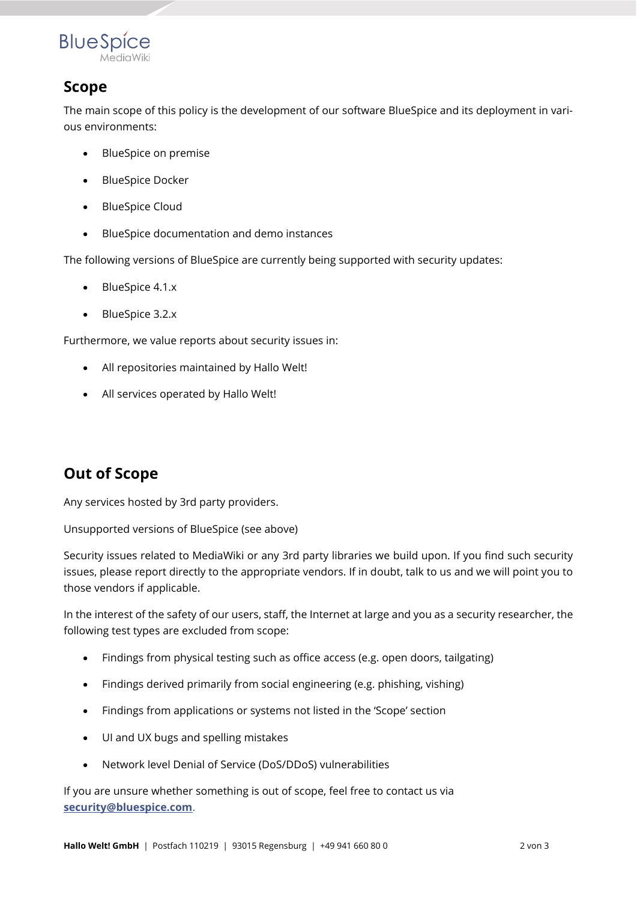## Scope

The main scope of this policy is the development of our software BlueSpice and its deployment in various environments:

- BlueSpice on premise
- BlueSpice Docker
- BlueSpice Cloud
- BlueSpice documentation and demo instances

The following versions of BlueSpice are currently being supported with security updates:

- BlueSpice 4.1.x
- BlueSpice 3.2.x

Furthermore, we value reports about security issues in:

- All repositories maintained by Hallo Welt!
- All services operated by Hallo Welt!

## Out of Scope

Any services hosted by 3rd party providers.

Unsupported versions of BlueSpice (see above)

Security issues related to MediaWiki or any 3rd party libraries we build upon. If you find such security issues, please report directly to the appropriate vendors. If in doubt, talk to us and we will point you to those vendors if applicable.

In the interest of the safety of our users, staff, the Internet at large and you as a security researcher, the following test types are excluded from scope:

- Findings from physical testing such as office access (e.g. open doors, tailgating)
- Findings derived primarily from social engineering (e.g. phishing, vishing)
- Findings from applications or systems not listed in the 'Scope' section
- UI and UX bugs and spelling mistakes
- Network level Denial of Service (DoS/DDoS) vulnerabilities

If you are unsure whether something is out of scope, feel free to contact us via **security@bluespice.com**.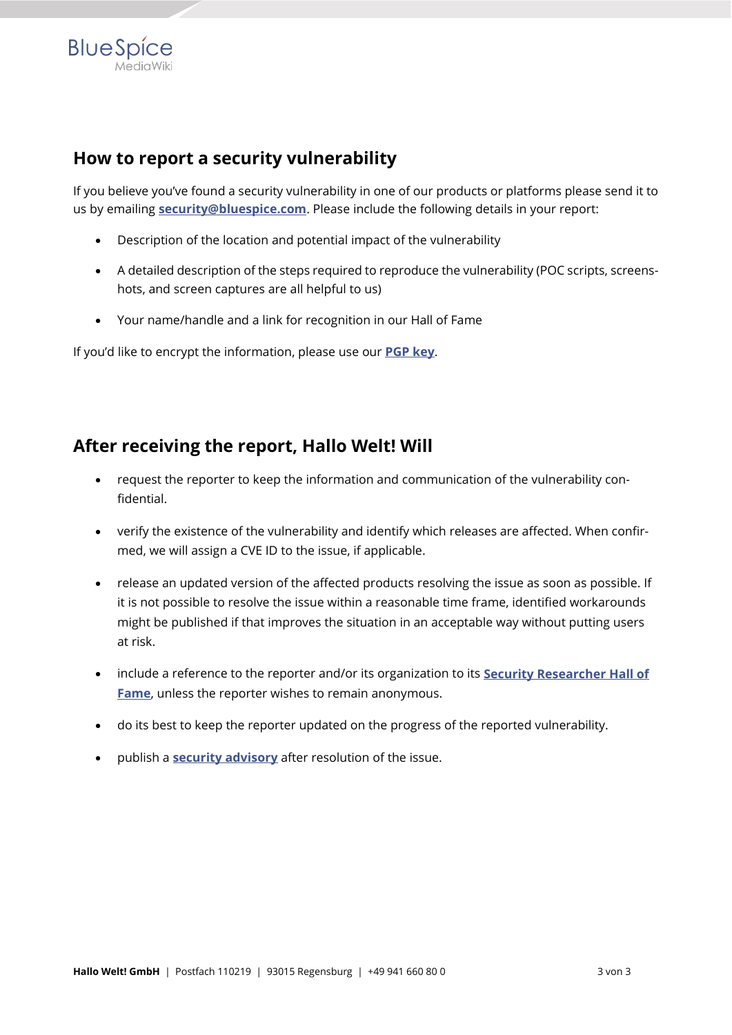## How to report a security vulnerability

If you believe you've found a security vulnerability in one of our products or platforms please send it to us by emailing **security@bluespice.com**. Please include the following details in your report:

- Description of the location and potential impact of the vulnerability
- A detailed description of the steps required to reproduce the vulnerability (POC scripts, screenshots, and screen captures are all helpful to us)
- Your name/handle and a link for recognition in our Hall of Fame

If you'd like to encrypt the information, please use our **PGP key**.

## After receiving the report, Hallo Welt! Will

- request the reporter to keep the information and communication of the vulnerability confidential.
- verify the existence of the vulnerability and identify which releases are affected. When confirmed, we will assign a CVE ID to the issue, if applicable.
- release an updated version of the affected products resolving the issue as soon as possible. If it is not possible to resolve the issue within a reasonable time frame, identified workarounds might be published if that improves the situation in an acceptable way without putting users at risk.
- include a reference to the reporter and/or its organization to its **Security Researcher Hall of Fame**, unless the reporter wishes to remain anonymous.
- do its best to keep the reporter updated on the progress of the reported vulnerability.
- publish a **security advisory** after resolution of the issue.

**Hallo Welt! GmbH** | Postfach 110219 | 93015 Regensburg | +49 941 660 80 0